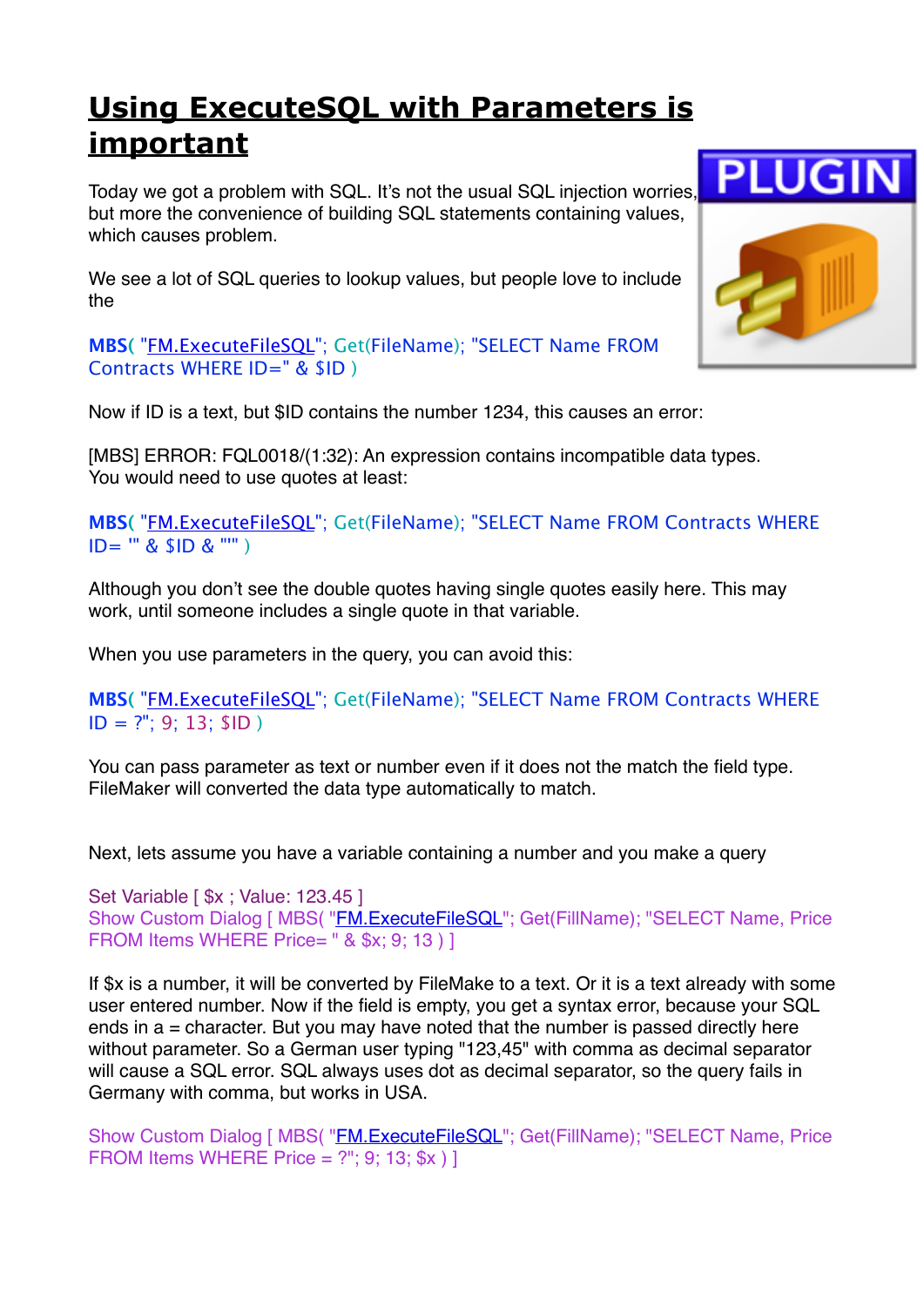# Using ExecuteSQL with Parameters is important

Today we got a problem with SQL. It's not the usual SQL injection worries, but more the convenience of building SQL statements containing values, which causes problem.

We see a lot of SQL queries to lookup values, but people love to include the

```
MBS( "FM.ExecuteFileSQL"; Get(FileName); "SELECT Name FROM Contracts WHERE ID=" & $ID )
```

Now if ID is a text, but $ID contains the number 1234, this causes an error:

[MBS] ERROR: FQL0018/(1:32): An expression contains incompatible data types.
You would need to use quotes at least:

```
MBS( "FM.ExecuteFileSQL"; Get(FileName); "SELECT Name FROM Contracts WHERE ID= '" & $ID & "'" )
```

Although you don't see the double quotes having single quotes easily here. This may work, until someone includes a single quote in that variable.

When you use parameters in the query, you can avoid this:

```
MBS( "FM.ExecuteFileSQL"; Get(FileName); "SELECT Name FROM Contracts WHERE ID = ?"; 9; 13; $ID )
```

You can pass parameter as text or number even if it does not the match the field type. FileMaker will converted the data type automatically to match.

Next, lets assume you have a variable containing a number and you make a query

```
Set Variable [ $x ; Value: 123.45 ]
Show Custom Dialog [ MBS( "FM.ExecuteFileSQL"; Get(FillName); "SELECT Name, Price FROM Items WHERE Price= " & $x; 9; 13 ) ]
```

If $x is a number, it will be converted by FileMake to a text. Or it is a text already with some user entered number. Now if the field is empty, you get a syntax error, because your SQL ends in a = character. But you may have noted that the number is passed directly here without parameter. So a German user typing "123,45" with comma as decimal separator will cause a SQL error. SQL always uses dot as decimal separator, so the query fails in Germany with comma, but works in USA.

```
Show Custom Dialog [ MBS( "FM.ExecuteFileSQL"; Get(FillName); "SELECT Name, Price FROM Items WHERE Price = ?"; 9; 13; $x ) ]
```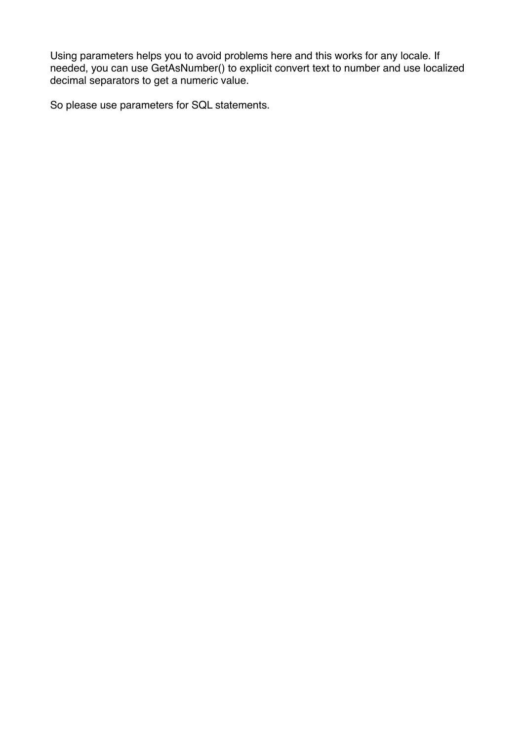Using parameters helps you to avoid problems here and this works for any locale. If needed, you can use GetAsNumber() to explicit convert text to number and use localized decimal separators to get a numeric value.

So please use parameters for SQL statements.